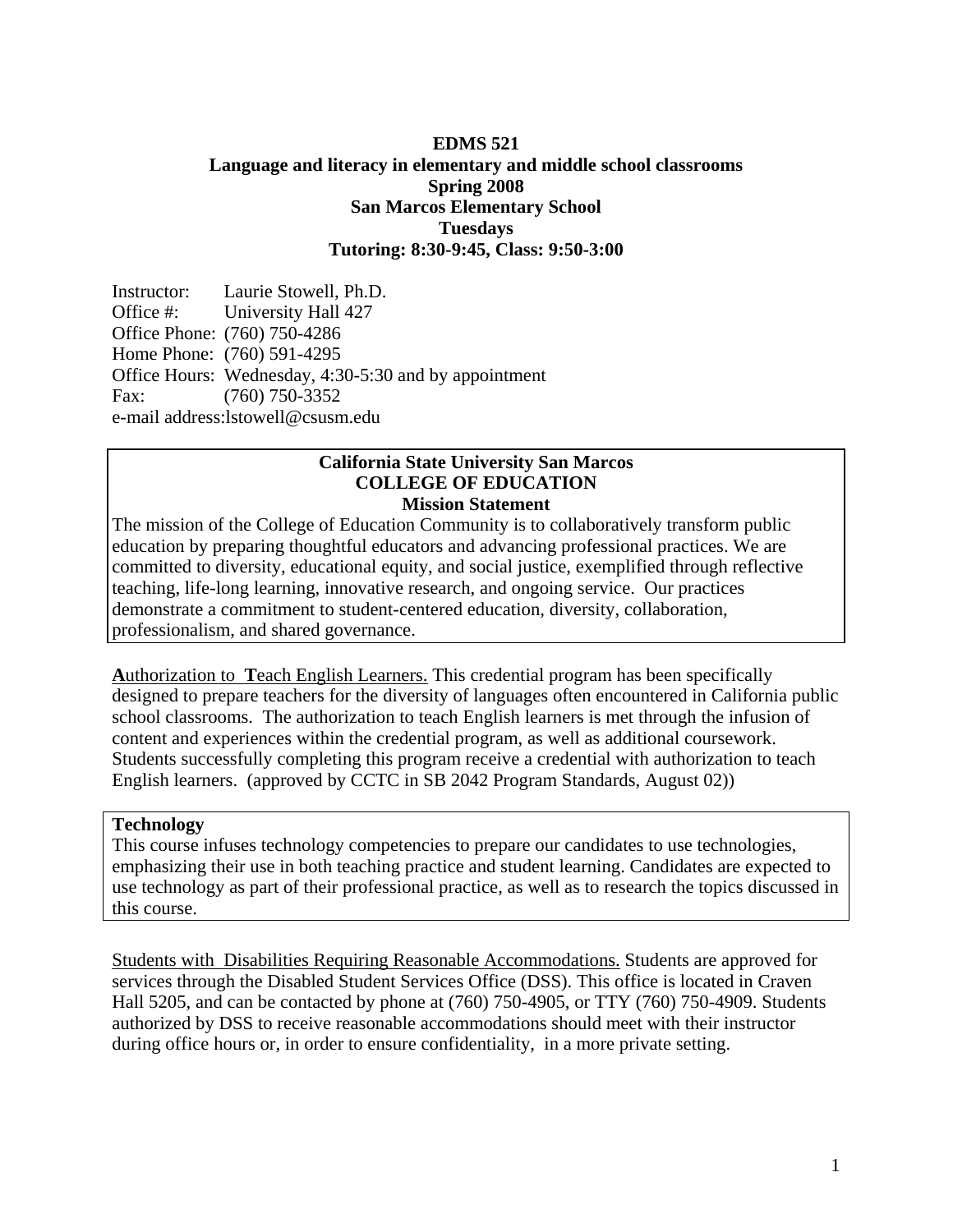**EDMS 521**
**Language and literacy in elementary and middle school classrooms**
**Spring 2008**
**San Marcos Elementary School**
**Tuesdays**
**Tutoring: 8:30-9:45, Class: 9:50-3:00**

Instructor: Laurie Stowell, Ph.D.
Office #: University Hall 427
Office Phone: (760) 750-4286
Home Phone: (760) 591-4295
Office Hours: Wednesday, 4:30-5:30 and by appointment
Fax: (760) 750-3352
e-mail address: lstowell@csusm.edu

**California State University San Marcos**
**COLLEGE OF EDUCATION**
**Mission Statement**

The mission of the College of Education Community is to collaboratively transform public education by preparing thoughtful educators and advancing professional practices. We are committed to diversity, educational equity, and social justice, exemplified through reflective teaching, life-long learning, innovative research, and ongoing service. Our practices demonstrate a commitment to student-centered education, diversity, collaboration, professionalism, and shared governance.

**A**uthorization to **T**each English Learners. This credential program has been specifically designed to prepare teachers for the diversity of languages often encountered in California public school classrooms. The authorization to teach English learners is met through the infusion of content and experiences within the credential program, as well as additional coursework. Students successfully completing this program receive a credential with authorization to teach English learners. (approved by CCTC in SB 2042 Program Standards, August 02))

**Technology**
This course infuses technology competencies to prepare our candidates to use technologies, emphasizing their use in both teaching practice and student learning. Candidates are expected to use technology as part of their professional practice, as well as to research the topics discussed in this course.

Students with Disabilities Requiring Reasonable Accommodations. Students are approved for services through the Disabled Student Services Office (DSS). This office is located in Craven Hall 5205, and can be contacted by phone at (760) 750-4905, or TTY (760) 750-4909. Students authorized by DSS to receive reasonable accommodations should meet with their instructor during office hours or, in order to ensure confidentiality, in a more private setting.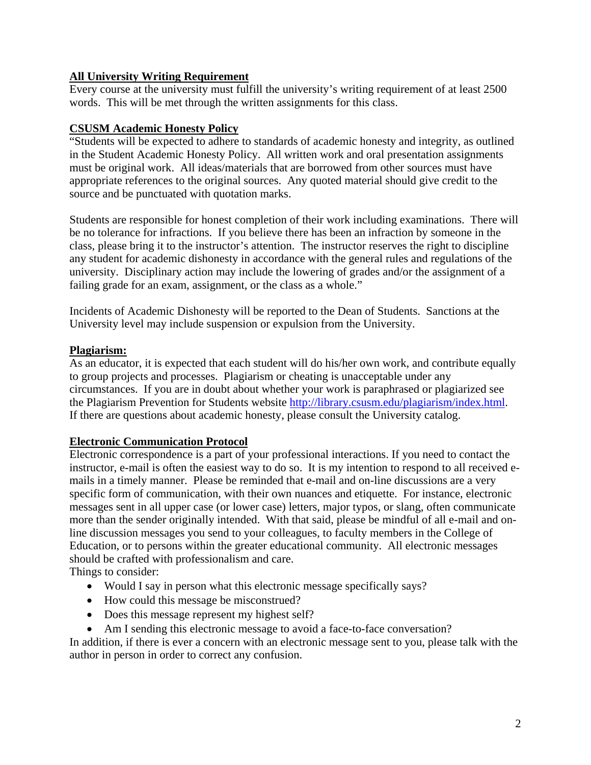**All University Writing Requirement**

Every course at the university must fulfill the university's writing requirement of at least 2500 words. This will be met through the written assignments for this class.

**CSUSM Academic Honesty Policy**

"Students will be expected to adhere to standards of academic honesty and integrity, as outlined in the Student Academic Honesty Policy. All written work and oral presentation assignments must be original work. All ideas/materials that are borrowed from other sources must have appropriate references to the original sources. Any quoted material should give credit to the source and be punctuated with quotation marks.

Students are responsible for honest completion of their work including examinations. There will be no tolerance for infractions. If you believe there has been an infraction by someone in the class, please bring it to the instructor's attention. The instructor reserves the right to discipline any student for academic dishonesty in accordance with the general rules and regulations of the university. Disciplinary action may include the lowering of grades and/or the assignment of a failing grade for an exam, assignment, or the class as a whole."

Incidents of Academic Dishonesty will be reported to the Dean of Students. Sanctions at the University level may include suspension or expulsion from the University.

**Plagiarism:**

As an educator, it is expected that each student will do his/her own work, and contribute equally to group projects and processes. Plagiarism or cheating is unacceptable under any circumstances. If you are in doubt about whether your work is paraphrased or plagiarized see the Plagiarism Prevention for Students website http://library.csusm.edu/plagiarism/index.html. If there are questions about academic honesty, please consult the University catalog.

**Electronic Communication Protocol**

Electronic correspondence is a part of your professional interactions. If you need to contact the instructor, e-mail is often the easiest way to do so. It is my intention to respond to all received e-mails in a timely manner. Please be reminded that e-mail and on-line discussions are a very specific form of communication, with their own nuances and etiquette. For instance, electronic messages sent in all upper case (or lower case) letters, major typos, or slang, often communicate more than the sender originally intended. With that said, please be mindful of all e-mail and on-line discussion messages you send to your colleagues, to faculty members in the College of Education, or to persons within the greater educational community. All electronic messages should be crafted with professionalism and care.

Things to consider:

- Would I say in person what this electronic message specifically says?
- How could this message be misconstrued?
- Does this message represent my highest self?
- Am I sending this electronic message to avoid a face-to-face conversation?

In addition, if there is ever a concern with an electronic message sent to you, please talk with the author in person in order to correct any confusion.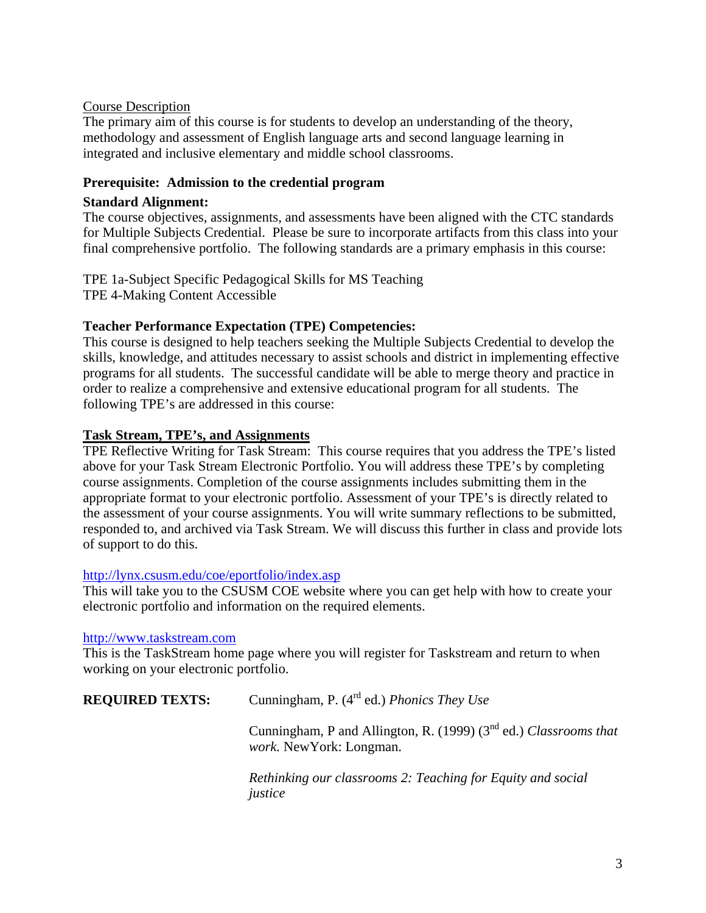Course Description

The primary aim of this course is for students to develop an understanding of the theory, methodology and assessment of English language arts and second language learning in integrated and inclusive elementary and middle school classrooms.

**Prerequisite: Admission to the credential program**

**Standard Alignment:**

The course objectives, assignments, and assessments have been aligned with the CTC standards for Multiple Subjects Credential. Please be sure to incorporate artifacts from this class into your final comprehensive portfolio. The following standards are a primary emphasis in this course:

TPE 1a-Subject Specific Pedagogical Skills for MS Teaching
TPE 4-Making Content Accessible

**Teacher Performance Expectation (TPE) Competencies:**

This course is designed to help teachers seeking the Multiple Subjects Credential to develop the skills, knowledge, and attitudes necessary to assist schools and district in implementing effective programs for all students. The successful candidate will be able to merge theory and practice in order to realize a comprehensive and extensive educational program for all students. The following TPE's are addressed in this course:

**Task Stream, TPE's, and Assignments**

TPE Reflective Writing for Task Stream: This course requires that you address the TPE's listed above for your Task Stream Electronic Portfolio. You will address these TPE's by completing course assignments. Completion of the course assignments includes submitting them in the appropriate format to your electronic portfolio. Assessment of your TPE's is directly related to the assessment of your course assignments. You will write summary reflections to be submitted, responded to, and archived via Task Stream. We will discuss this further in class and provide lots of support to do this.

http://lynx.csusm.edu/coe/eportfolio/index.asp

This will take you to the CSUSM COE website where you can get help with how to create your electronic portfolio and information on the required elements.

http://www.taskstream.com

This is the TaskStream home page where you will register for Taskstream and return to when working on your electronic portfolio.

**REQUIRED TEXTS:**

Cunningham, P. (4th ed.) *Phonics They Use*

Cunningham, P and Allington, R. (1999) (3nd ed.) *Classrooms that work.* NewYork: Longman.

*Rethinking our classrooms 2: Teaching for Equity and social justice*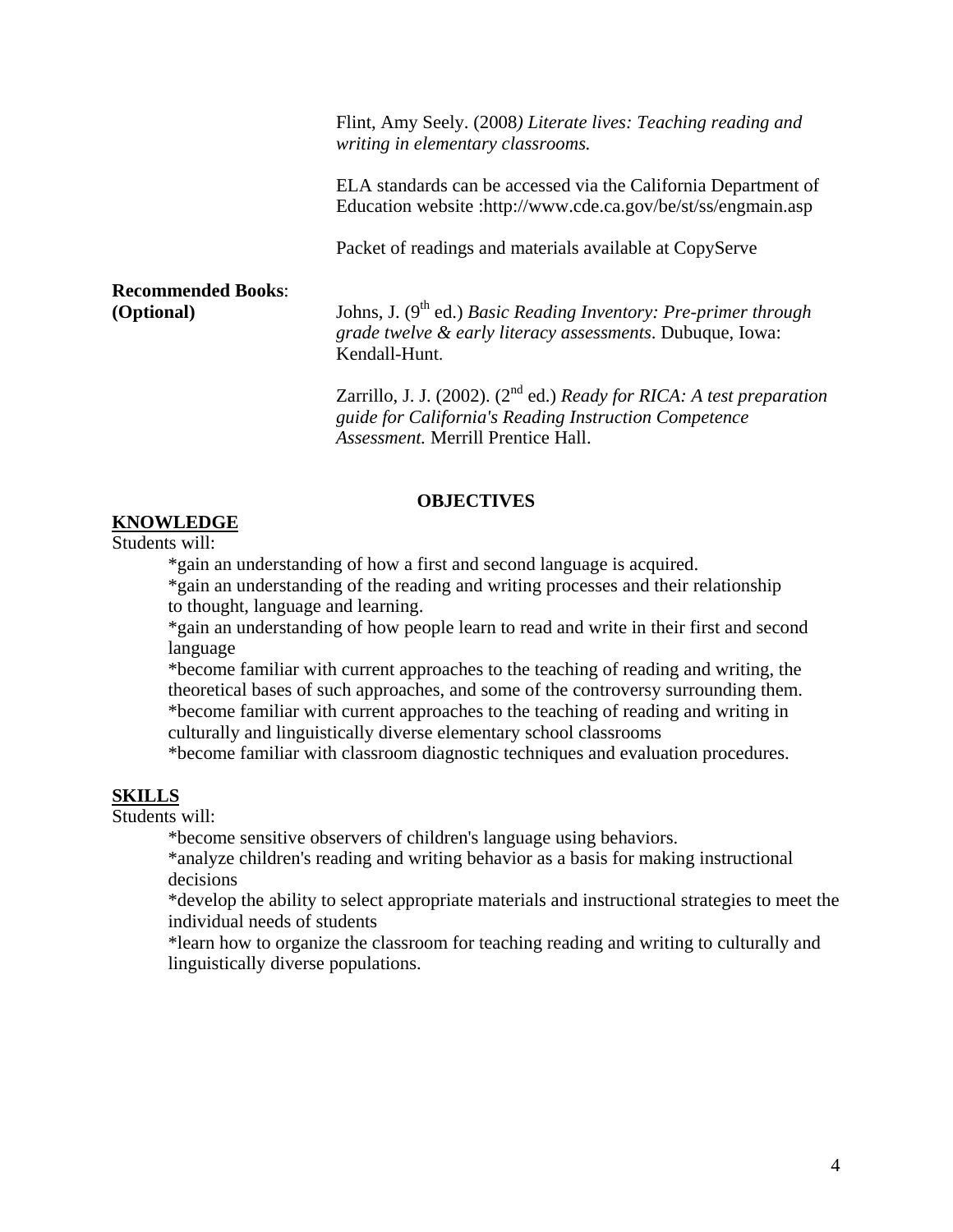Flint, Amy Seely. (2008*) Literate lives: Teaching reading and writing in elementary classrooms.*

ELA standards can be accessed via the California Department of Education website :http://www.cde.ca.gov/be/st/ss/engmain.asp

Packet of readings and materials available at CopyServe

**Recommended Books**:
**(Optional)**

Johns, J. (9th ed.) *Basic Reading Inventory: Pre-primer through grade twelve & early literacy assessments*. Dubuque, Iowa: Kendall-Hunt.

Zarrillo, J. J. (2002). (2nd ed.) *Ready for RICA: A test preparation guide for California's Reading Instruction Competence Assessment.* Merrill Prentice Hall.

## OBJECTIVES

### KNOWLEDGE

Students will:

*gain an understanding of how a first and second language is acquired.
*gain an understanding of the reading and writing processes and their relationship to thought, language and learning.
*gain an understanding of how people learn to read and write in their first and second language
*become familiar with current approaches to the teaching of reading and writing, the theoretical bases of such approaches, and some of the controversy surrounding them.
*become familiar with current approaches to the teaching of reading and writing in culturally and linguistically diverse elementary school classrooms
*become familiar with classroom diagnostic techniques and evaluation procedures.

### SKILLS

Students will:

*become sensitive observers of children's language using behaviors.
*analyze children's reading and writing behavior as a basis for making instructional decisions
*develop the ability to select appropriate materials and instructional strategies to meet the individual needs of students
*learn how to organize the classroom for teaching reading and writing to culturally and linguistically diverse populations.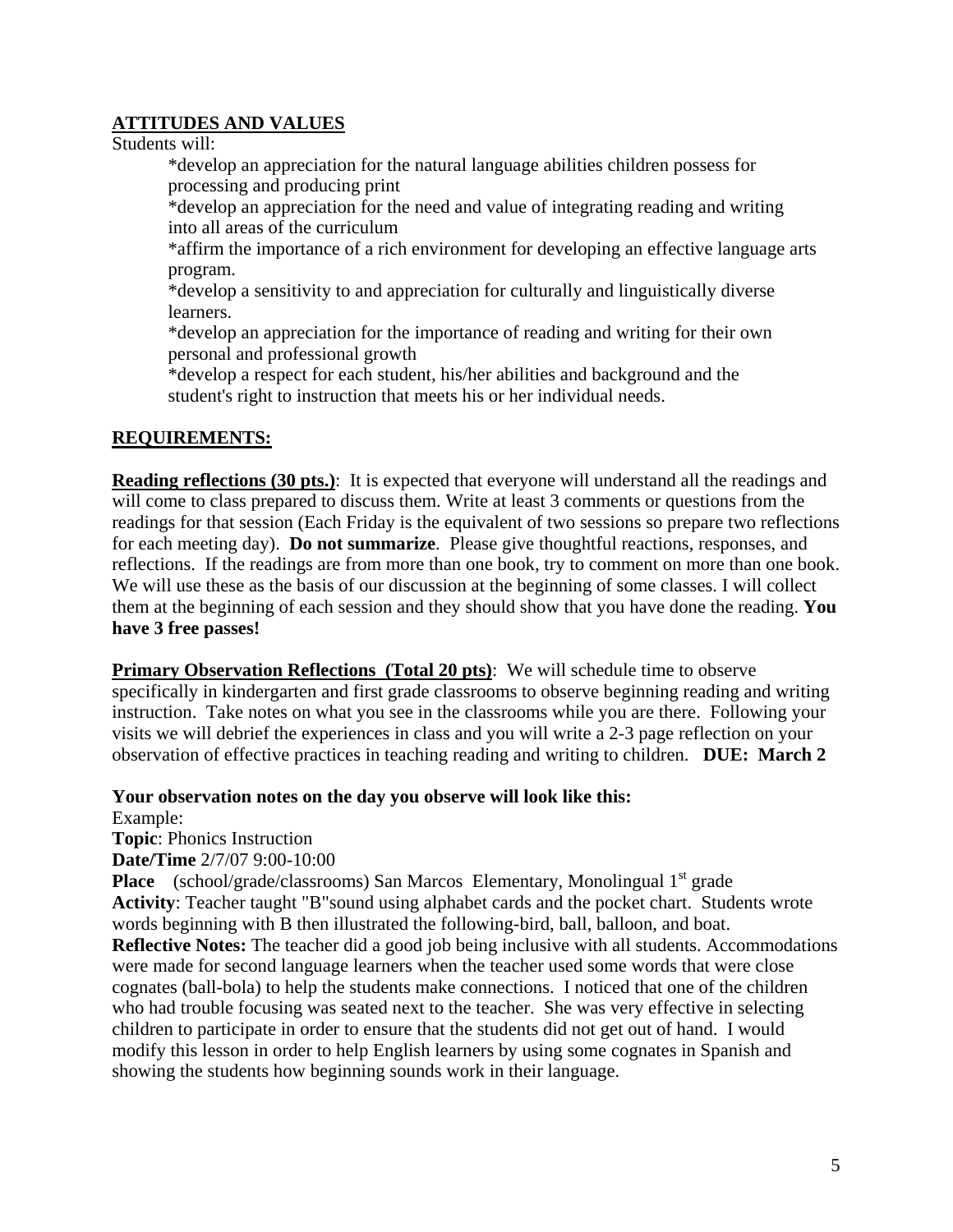## ATTITUDES AND VALUES

Students will:

*develop an appreciation for the natural language abilities children possess for processing and producing print

*develop an appreciation for the need and value of integrating reading and writing into all areas of the curriculum

*affirm the importance of a rich environment for developing an effective language arts program.

*develop a sensitivity to and appreciation for culturally and linguistically diverse learners.

*develop an appreciation for the importance of reading and writing for their own personal and professional growth

*develop a respect for each student, his/her abilities and background and the student's right to instruction that meets his or her individual needs.

## REQUIREMENTS:

**Reading reflections (30 pts.)**: It is expected that everyone will understand all the readings and will come to class prepared to discuss them. Write at least 3 comments or questions from the readings for that session (Each Friday is the equivalent of two sessions so prepare two reflections for each meeting day). **Do not summarize**. Please give thoughtful reactions, responses, and reflections. If the readings are from more than one book, try to comment on more than one book. We will use these as the basis of our discussion at the beginning of some classes. I will collect them at the beginning of each session and they should show that you have done the reading. **You have 3 free passes!**

**Primary Observation Reflections (Total 20 pts)**: We will schedule time to observe specifically in kindergarten and first grade classrooms to observe beginning reading and writing instruction. Take notes on what you see in the classrooms while you are there. Following your visits we will debrief the experiences in class and you will write a 2-3 page reflection on your observation of effective practices in teaching reading and writing to children. **DUE: March 2**

**Your observation notes on the day you observe will look like this:**

Example:

**Topic**: Phonics Instruction

**Date/Time** 2/7/07 9:00-10:00

**Place** (school/grade/classrooms) San Marcos Elementary, Monolingual 1st grade

**Activity**: Teacher taught "B"sound using alphabet cards and the pocket chart. Students wrote words beginning with B then illustrated the following-bird, ball, balloon, and boat.

**Reflective Notes:** The teacher did a good job being inclusive with all students. Accommodations were made for second language learners when the teacher used some words that were close cognates (ball-bola) to help the students make connections. I noticed that one of the children who had trouble focusing was seated next to the teacher. She was very effective in selecting children to participate in order to ensure that the students did not get out of hand. I would modify this lesson in order to help English learners by using some cognates in Spanish and showing the students how beginning sounds work in their language.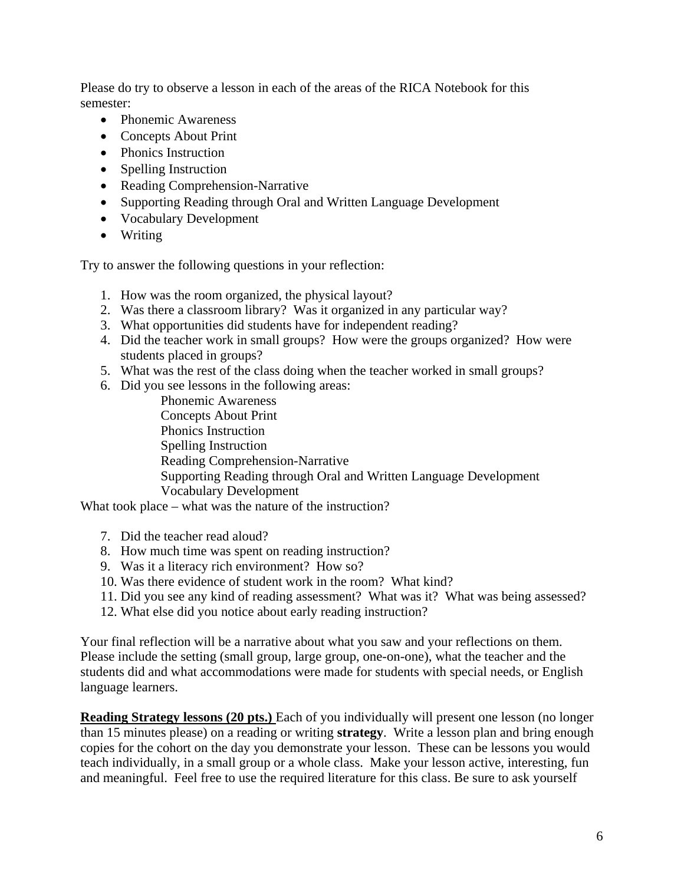Please do try to observe a lesson in each of the areas of the RICA Notebook for this semester:

- Phonemic Awareness
- Concepts About Print
- Phonics Instruction
- Spelling Instruction
- Reading Comprehension-Narrative
- Supporting Reading through Oral and Written Language Development
- Vocabulary Development
- Writing

Try to answer the following questions in your reflection:

1. How was the room organized, the physical layout?
2. Was there a classroom library? Was it organized in any particular way?
3. What opportunities did students have for independent reading?
4. Did the teacher work in small groups? How were the groups organized? How were students placed in groups?
5. What was the rest of the class doing when the teacher worked in small groups?
6. Did you see lessons in the following areas:
   Phonemic Awareness
   Concepts About Print
   Phonics Instruction
   Spelling Instruction
   Reading Comprehension-Narrative
   Supporting Reading through Oral and Written Language Development
   Vocabulary Development

What took place – what was the nature of the instruction?

7. Did the teacher read aloud?
8. How much time was spent on reading instruction?
9. Was it a literacy rich environment? How so?
10. Was there evidence of student work in the room? What kind?
11. Did you see any kind of reading assessment? What was it? What was being assessed?
12. What else did you notice about early reading instruction?

Your final reflection will be a narrative about what you saw and your reflections on them. Please include the setting (small group, large group, one-on-one), what the teacher and the students did and what accommodations were made for students with special needs, or English language learners.

**Reading Strategy lessons (20 pts.)** Each of you individually will present one lesson (no longer than 15 minutes please) on a reading or writing **strategy**. Write a lesson plan and bring enough copies for the cohort on the day you demonstrate your lesson. These can be lessons you would teach individually, in a small group or a whole class. Make your lesson active, interesting, fun and meaningful. Feel free to use the required literature for this class. Be sure to ask yourself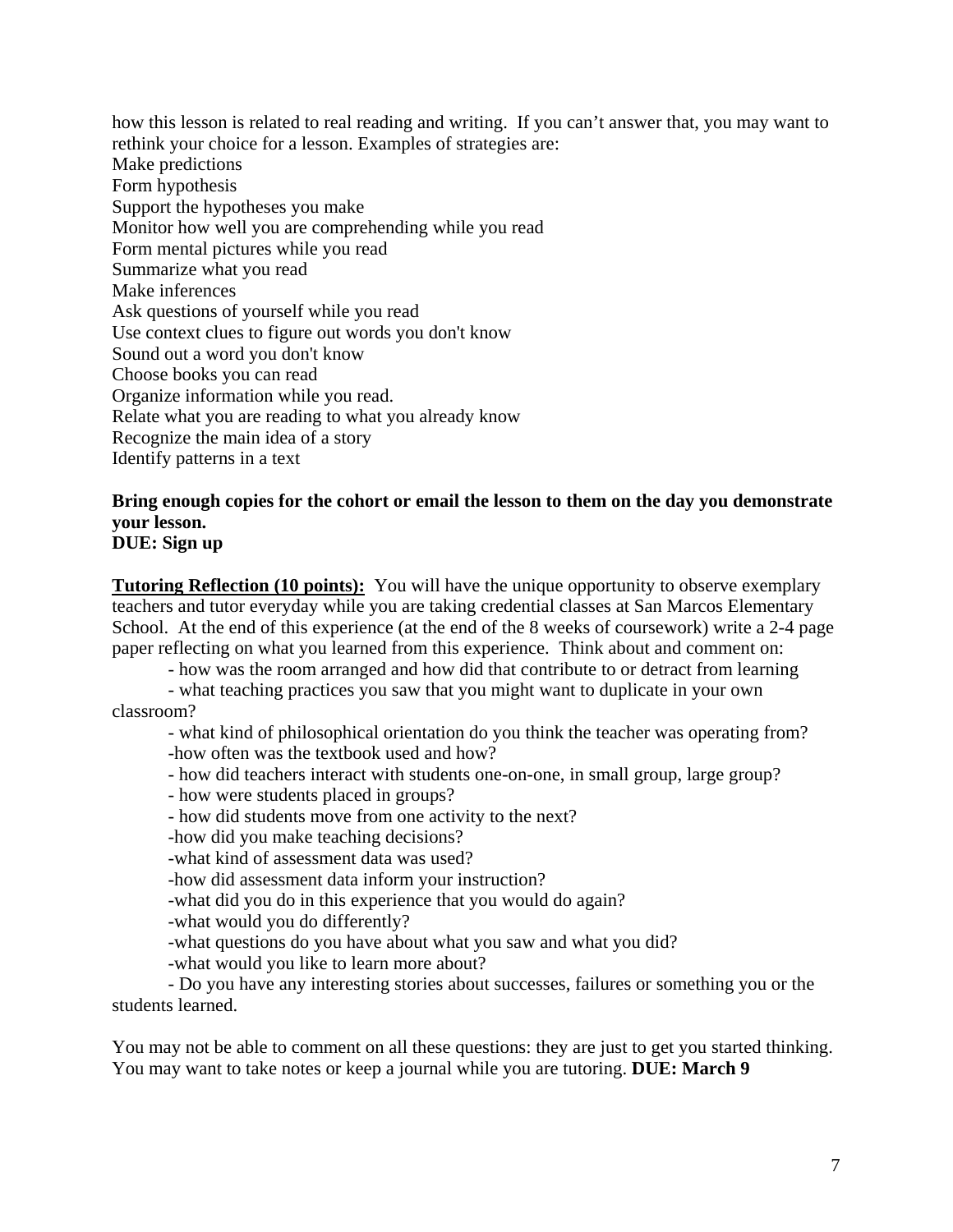how this lesson is related to real reading and writing. If you can't answer that, you may want to rethink your choice for a lesson. Examples of strategies are:

Make predictions
Form hypothesis
Support the hypotheses you make
Monitor how well you are comprehending while you read
Form mental pictures while you read
Summarize what you read
Make inferences
Ask questions of yourself while you read
Use context clues to figure out words you don't know
Sound out a word you don't know
Choose books you can read
Organize information while you read.
Relate what you are reading to what you already know
Recognize the main idea of a story
Identify patterns in a text

**Bring enough copies for the cohort or email the lesson to them on the day you demonstrate your lesson.**
**DUE: Sign up**

**Tutoring Reflection (10 points):** You will have the unique opportunity to observe exemplary teachers and tutor everyday while you are taking credential classes at San Marcos Elementary School. At the end of this experience (at the end of the 8 weeks of coursework) write a 2-4 page paper reflecting on what you learned from this experience. Think about and comment on:

- how was the room arranged and how did that contribute to or detract from learning
- what teaching practices you saw that you might want to duplicate in your own classroom?
- what kind of philosophical orientation do you think the teacher was operating from?
- how often was the textbook used and how?
- how did teachers interact with students one-on-one, in small group, large group?
- how were students placed in groups?
- how did students move from one activity to the next?
- how did you make teaching decisions?
- what kind of assessment data was used?
- how did assessment data inform your instruction?
- what did you do in this experience that you would do again?
- what would you do differently?
- what questions do you have about what you saw and what you did?
- what would you like to learn more about?
- Do you have any interesting stories about successes, failures or something you or the students learned.

You may not be able to comment on all these questions: they are just to get you started thinking. You may want to take notes or keep a journal while you are tutoring. **DUE: March 9**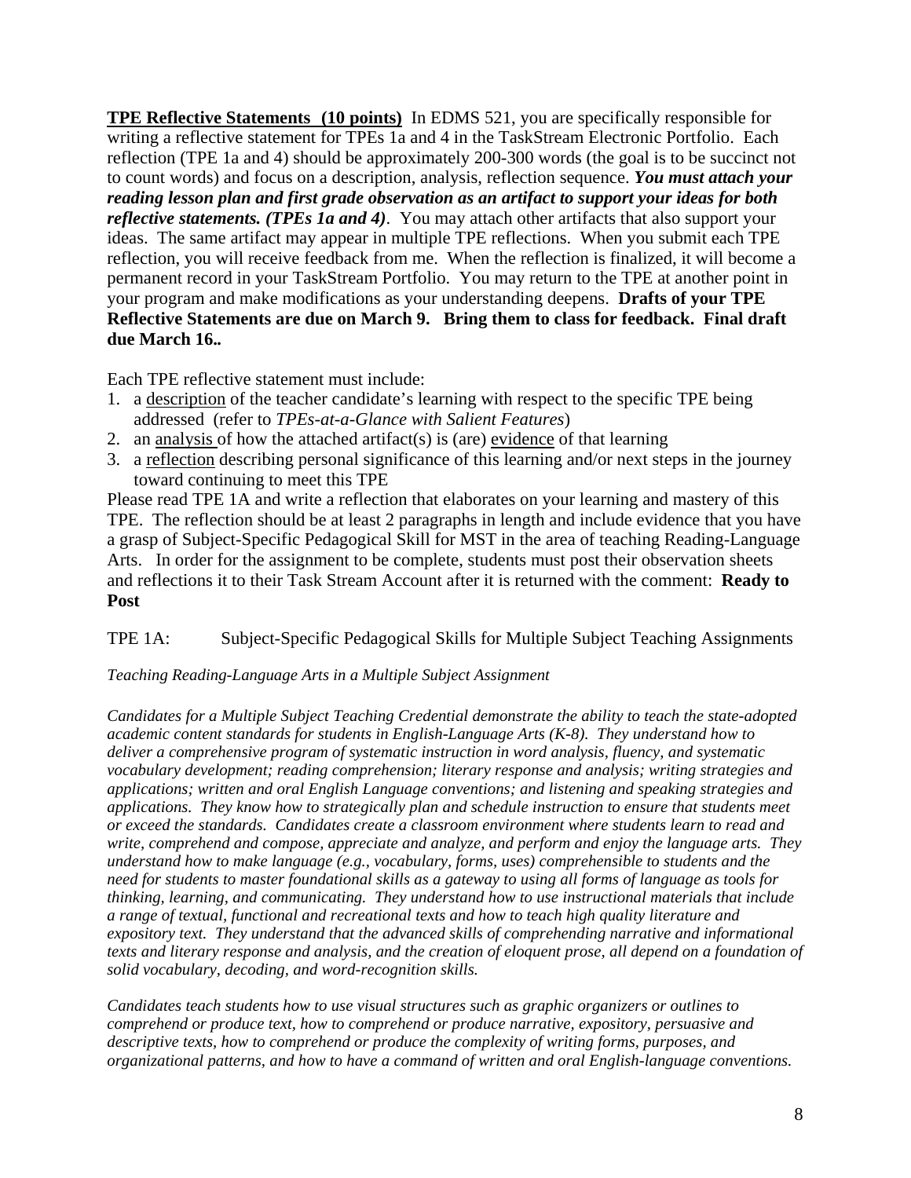**<u>TPE Reflective Statements (10 points)</u>** In EDMS 521, you are specifically responsible for writing a reflective statement for TPEs 1a and 4 in the TaskStream Electronic Portfolio. Each reflection (TPE 1a and 4) should be approximately 200-300 words (the goal is to be succinct not to count words) and focus on a description, analysis, reflection sequence. ***You must attach your reading lesson plan and first grade observation as an artifact to support your ideas for both reflective statements. (TPEs 1a and 4)***. You may attach other artifacts that also support your ideas. The same artifact may appear in multiple TPE reflections. When you submit each TPE reflection, you will receive feedback from me. When the reflection is finalized, it will become a permanent record in your TaskStream Portfolio. You may return to the TPE at another point in your program and make modifications as your understanding deepens. **Drafts of your TPE Reflective Statements are due on March 9. Bring them to class for feedback. Final draft due March 16..**

Each TPE reflective statement must include:

1. a <u>description</u> of the teacher candidate's learning with respect to the specific TPE being addressed (refer to *TPEs-at-a-Glance with Salient Features*)
2. an <u>analysis</u> of how the attached artifact(s) is (are) <u>evidence</u> of that learning
3. a <u>reflection</u> describing personal significance of this learning and/or next steps in the journey toward continuing to meet this TPE

Please read TPE 1A and write a reflection that elaborates on your learning and mastery of this TPE. The reflection should be at least 2 paragraphs in length and include evidence that you have a grasp of Subject-Specific Pedagogical Skill for MST in the area of teaching Reading-Language Arts. In order for the assignment to be complete, students must post their observation sheets and reflections it to their Task Stream Account after it is returned with the comment: **Ready to Post**

TPE 1A: Subject-Specific Pedagogical Skills for Multiple Subject Teaching Assignments

*Teaching Reading-Language Arts in a Multiple Subject Assignment*

*Candidates for a Multiple Subject Teaching Credential demonstrate the ability to teach the state-adopted academic content standards for students in English-Language Arts (K-8). They understand how to deliver a comprehensive program of systematic instruction in word analysis, fluency, and systematic vocabulary development; reading comprehension; literary response and analysis; writing strategies and applications; written and oral English Language conventions; and listening and speaking strategies and applications. They know how to strategically plan and schedule instruction to ensure that students meet or exceed the standards. Candidates create a classroom environment where students learn to read and write, comprehend and compose, appreciate and analyze, and perform and enjoy the language arts. They understand how to make language (e.g., vocabulary, forms, uses) comprehensible to students and the need for students to master foundational skills as a gateway to using all forms of language as tools for thinking, learning, and communicating. They understand how to use instructional materials that include a range of textual, functional and recreational texts and how to teach high quality literature and expository text. They understand that the advanced skills of comprehending narrative and informational texts and literary response and analysis, and the creation of eloquent prose, all depend on a foundation of solid vocabulary, decoding, and word-recognition skills.*

*Candidates teach students how to use visual structures such as graphic organizers or outlines to comprehend or produce text, how to comprehend or produce narrative, expository, persuasive and descriptive texts, how to comprehend or produce the complexity of writing forms, purposes, and organizational patterns, and how to have a command of written and oral English-language conventions.*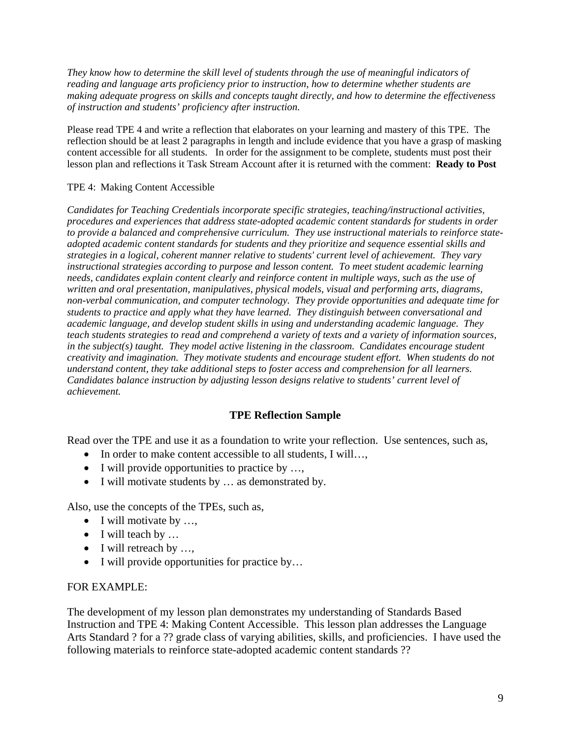*They know how to determine the skill level of students through the use of meaningful indicators of reading and language arts proficiency prior to instruction, how to determine whether students are making adequate progress on skills and concepts taught directly, and how to determine the effectiveness of instruction and students' proficiency after instruction.*

Please read TPE 4 and write a reflection that elaborates on your learning and mastery of this TPE. The reflection should be at least 2 paragraphs in length and include evidence that you have a grasp of masking content accessible for all students. In order for the assignment to be complete, students must post their lesson plan and reflections it Task Stream Account after it is returned with the comment: **Ready to Post**

TPE 4: Making Content Accessible

*Candidates for Teaching Credentials incorporate specific strategies, teaching/instructional activities, procedures and experiences that address state-adopted academic content standards for students in order to provide a balanced and comprehensive curriculum. They use instructional materials to reinforce state-adopted academic content standards for students and they prioritize and sequence essential skills and strategies in a logical, coherent manner relative to students' current level of achievement. They vary instructional strategies according to purpose and lesson content. To meet student academic learning needs, candidates explain content clearly and reinforce content in multiple ways, such as the use of written and oral presentation, manipulatives, physical models, visual and performing arts, diagrams, non-verbal communication, and computer technology. They provide opportunities and adequate time for students to practice and apply what they have learned. They distinguish between conversational and academic language, and develop student skills in using and understanding academic language. They teach students strategies to read and comprehend a variety of texts and a variety of information sources, in the subject(s) taught. They model active listening in the classroom. Candidates encourage student creativity and imagination. They motivate students and encourage student effort. When students do not understand content, they take additional steps to foster access and comprehension for all learners. Candidates balance instruction by adjusting lesson designs relative to students' current level of achievement.*

## TPE Reflection Sample

Read over the TPE and use it as a foundation to write your reflection. Use sentences, such as,

- In order to make content accessible to all students, I will…,
- I will provide opportunities to practice by …,
- I will motivate students by … as demonstrated by.

Also, use the concepts of the TPEs, such as,

- I will motivate by …,
- I will teach by …
- I will retreach by …,
- I will provide opportunities for practice by…

FOR EXAMPLE:

The development of my lesson plan demonstrates my understanding of Standards Based Instruction and TPE 4: Making Content Accessible. This lesson plan addresses the Language Arts Standard ? for a ?? grade class of varying abilities, skills, and proficiencies. I have used the following materials to reinforce state-adopted academic content standards ??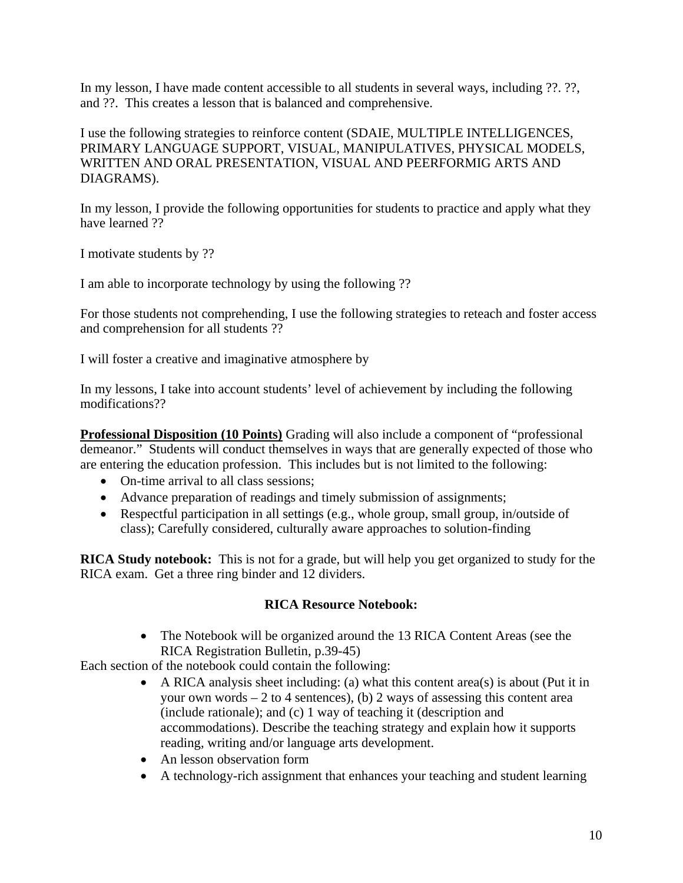In my lesson, I have made content accessible to all students in several ways, including ??. ??, and ??.  This creates a lesson that is balanced and comprehensive.

I use the following strategies to reinforce content (SDAIE, MULTIPLE INTELLIGENCES, PRIMARY LANGUAGE SUPPORT, VISUAL, MANIPULATIVES, PHYSICAL MODELS, WRITTEN AND ORAL PRESENTATION, VISUAL AND PEERFORMIG ARTS AND DIAGRAMS).

In my lesson, I provide the following opportunities for students to practice and apply what they have learned ??

I motivate students by ??

I am able to incorporate technology by using the following ??

For those students not comprehending, I use the following strategies to reteach and foster access and comprehension for all students ??

I will foster a creative and imaginative atmosphere by

In my lessons, I take into account students' level of achievement by including the following modifications??

**<u>Professional Disposition (10 Points)</u>** Grading will also include a component of "professional demeanor."  Students will conduct themselves in ways that are generally expected of those who are entering the education profession.  This includes but is not limited to the following:

- On-time arrival to all class sessions;
- Advance preparation of readings and timely submission of assignments;
- Respectful participation in all settings (e.g., whole group, small group, in/outside of class); Carefully considered, culturally aware approaches to solution-finding

**RICA Study notebook:** This is not for a grade, but will help you get organized to study for the RICA exam.  Get a three ring binder and 12 dividers.

**RICA Resource Notebook:**

- The Notebook will be organized around the 13 RICA Content Areas (see the RICA Registration Bulletin, p.39-45)

Each section of the notebook could contain the following:

- A RICA analysis sheet including: (a) what this content area(s) is about (Put it in your own words – 2 to 4 sentences), (b) 2 ways of assessing this content area (include rationale); and (c) 1 way of teaching it (description and accommodations). Describe the teaching strategy and explain how it supports reading, writing and/or language arts development.
- An lesson observation form
- A technology-rich assignment that enhances your teaching and student learning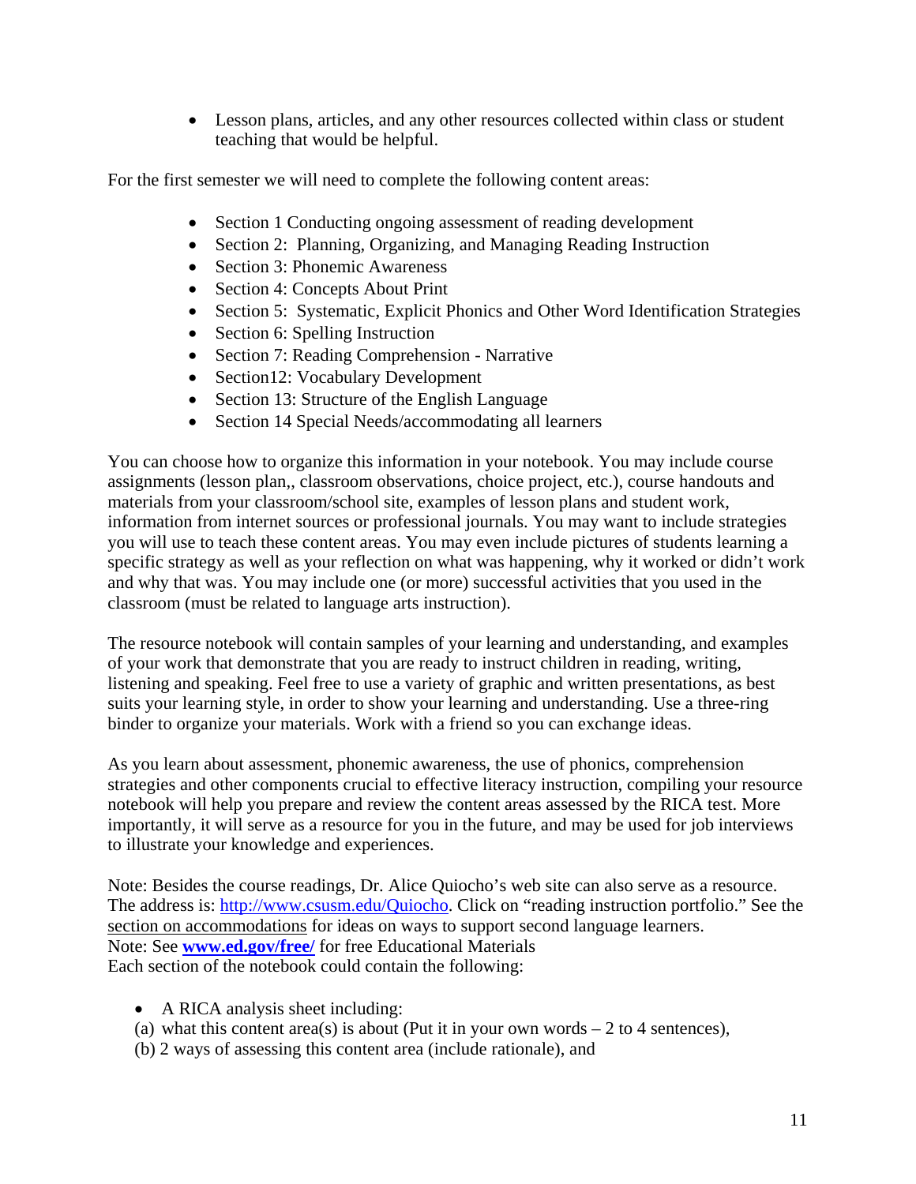- Lesson plans, articles, and any other resources collected within class or student teaching that would be helpful.

For the first semester we will need to complete the following content areas:

- Section 1 Conducting ongoing assessment of reading development
- Section 2: Planning, Organizing, and Managing Reading Instruction
- Section 3: Phonemic Awareness
- Section 4: Concepts About Print
- Section 5: Systematic, Explicit Phonics and Other Word Identification Strategies
- Section 6: Spelling Instruction
- Section 7: Reading Comprehension - Narrative
- Section12: Vocabulary Development
- Section 13: Structure of the English Language
- Section 14 Special Needs/accommodating all learners

You can choose how to organize this information in your notebook. You may include course assignments (lesson plan,, classroom observations, choice project, etc.), course handouts and materials from your classroom/school site, examples of lesson plans and student work, information from internet sources or professional journals. You may want to include strategies you will use to teach these content areas. You may even include pictures of students learning a specific strategy as well as your reflection on what was happening, why it worked or didn't work and why that was. You may include one (or more) successful activities that you used in the classroom (must be related to language arts instruction).

The resource notebook will contain samples of your learning and understanding, and examples of your work that demonstrate that you are ready to instruct children in reading, writing, listening and speaking. Feel free to use a variety of graphic and written presentations, as best suits your learning style, in order to show your learning and understanding. Use a three-ring binder to organize your materials. Work with a friend so you can exchange ideas.

As you learn about assessment, phonemic awareness, the use of phonics, comprehension strategies and other components crucial to effective literacy instruction, compiling your resource notebook will help you prepare and review the content areas assessed by the RICA test. More importantly, it will serve as a resource for you in the future, and may be used for job interviews to illustrate your knowledge and experiences.

Note: Besides the course readings, Dr. Alice Quiocho's web site can also serve as a resource. The address is: http://www.csusm.edu/Quiocho. Click on "reading instruction portfolio." See the section on accommodations for ideas on ways to support second language learners.
Note: See **www.ed.gov/free/** for free Educational Materials
Each section of the notebook could contain the following:

- A RICA analysis sheet including:

(a) what this content area(s) is about (Put it in your own words – 2 to 4 sentences),
(b) 2 ways of assessing this content area (include rationale), and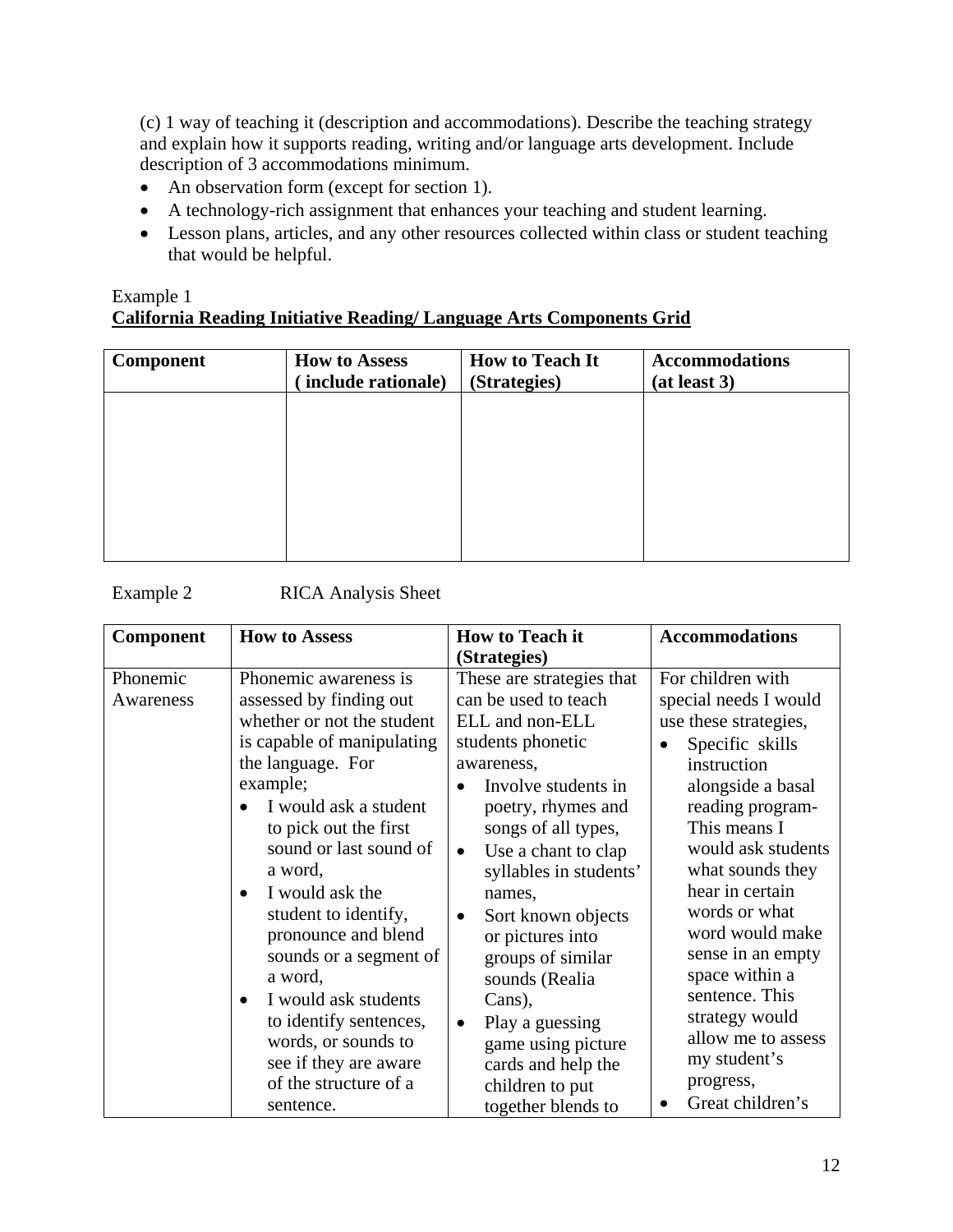(c) 1 way of teaching it (description and accommodations). Describe the teaching strategy and explain how it supports reading, writing and/or language arts development. Include description of 3 accommodations minimum.

- An observation form (except for section 1).
- A technology-rich assignment that enhances your teaching and student learning.
- Lesson plans, articles, and any other resources collected within class or student teaching that would be helpful.

Example 1

**California Reading Initiative Reading/ Language Arts Components Grid**

| Component | How to Assess ( include rationale) | How to Teach It (Strategies) | Accommodations (at least 3) |
|---|---|---|---|
| | | | |

Example 2 RICA Analysis Sheet

| Component | How to Assess | How to Teach it (Strategies) | Accommodations |
|---|---|---|---|
| Phonemic Awareness | Phonemic awareness is assessed by finding out whether or not the student is capable of manipulating the language. For example;<br>• I would ask a student to pick out the first sound or last sound of a word,<br>• I would ask the student to identify, pronounce and blend sounds or a segment of a word,<br>• I would ask students to identify sentences, words, or sounds to see if they are aware of the structure of a sentence. | These are strategies that can be used to teach ELL and non-ELL students phonetic awareness,<br>• Involve students in poetry, rhymes and songs of all types,<br>• Use a chant to clap syllables in students' names,<br>• Sort known objects or pictures into groups of similar sounds (Realia Cans),<br>• Play a guessing game using picture cards and help the children to put together blends to | For children with special needs I would use these strategies,<br>• Specific skills instruction alongside a basal reading program- This means I would ask students what sounds they hear in certain words or what word would make sense in an empty space within a sentence. This strategy would allow me to assess my student's progress,<br>• Great children's |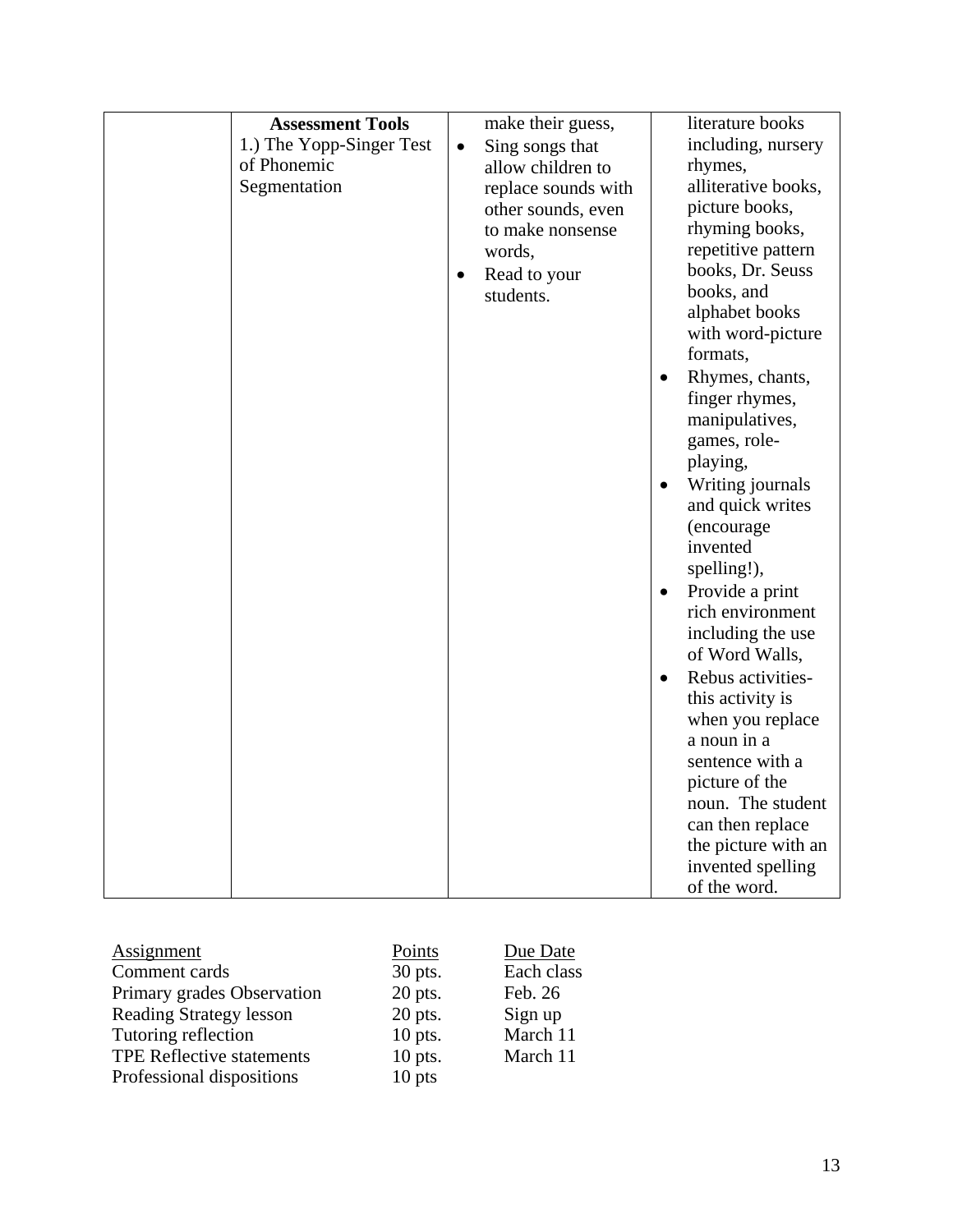| | **Assessment Tools**<br>1.) The Yopp-Singer Test of Phonemic Segmentation | make their guess,<br>• Sing songs that allow children to replace sounds with other sounds, even to make nonsense words,<br>• Read to your students. | literature books including, nursery rhymes, alliterative books, picture books, rhyming books, repetitive pattern books, Dr. Seuss books, and alphabet books with word-picture formats,<br>• Rhymes, chants, finger rhymes, manipulatives, games, role-playing,<br>• Writing journals and quick writes (encourage invented spelling!),<br>• Provide a print rich environment including the use of Word Walls,<br>• Rebus activities- this activity is when you replace a noun in a sentence with a picture of the noun. The student can then replace the picture with an invented spelling of the word. |
|---|---|---|---|

| Assignment | Points | Due Date |
|---|---|---|
| Comment cards | 30 pts. | Each class |
| Primary grades Observation | 20 pts. | Feb. 26 |
| Reading Strategy lesson | 20 pts. | Sign up |
| Tutoring reflection | 10 pts. | March 11 |
| TPE Reflective statements | 10 pts. | March 11 |
| Professional dispositions | 10 pts | |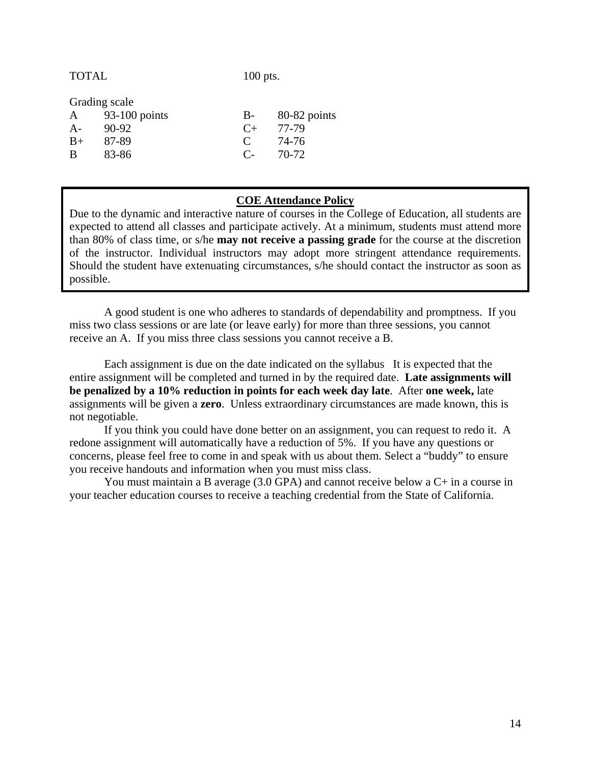| TOTAL | 100 pts. |
|---|---|

Grading scale

| | | | |
|---|---|---|---|
| A | 93-100 points | B- | 80-82 points |
| A- | 90-92 | C+ | 77-79 |
| B+ | 87-89 | C | 74-76 |
| B | 83-86 | C- | 70-72 |

> **COE Attendance Policy**
>
> Due to the dynamic and interactive nature of courses in the College of Education, all students are expected to attend all classes and participate actively. At a minimum, students must attend more than 80% of class time, or s/he **may not receive a passing grade** for the course at the discretion of the instructor. Individual instructors may adopt more stringent attendance requirements. Should the student have extenuating circumstances, s/he should contact the instructor as soon as possible.

A good student is one who adheres to standards of dependability and promptness. If you miss two class sessions or are late (or leave early) for more than three sessions, you cannot receive an A. If you miss three class sessions you cannot receive a B.

Each assignment is due on the date indicated on the syllabus It is expected that the entire assignment will be completed and turned in by the required date. **Late assignments will be penalized by a 10% reduction in points for each week day late**. After **one week,** late assignments will be given a **zero**. Unless extraordinary circumstances are made known, this is not negotiable.

If you think you could have done better on an assignment, you can request to redo it. A redone assignment will automatically have a reduction of 5%. If you have any questions or concerns, please feel free to come in and speak with us about them. Select a "buddy" to ensure you receive handouts and information when you must miss class.

You must maintain a B average (3.0 GPA) and cannot receive below a C+ in a course in your teacher education courses to receive a teaching credential from the State of California.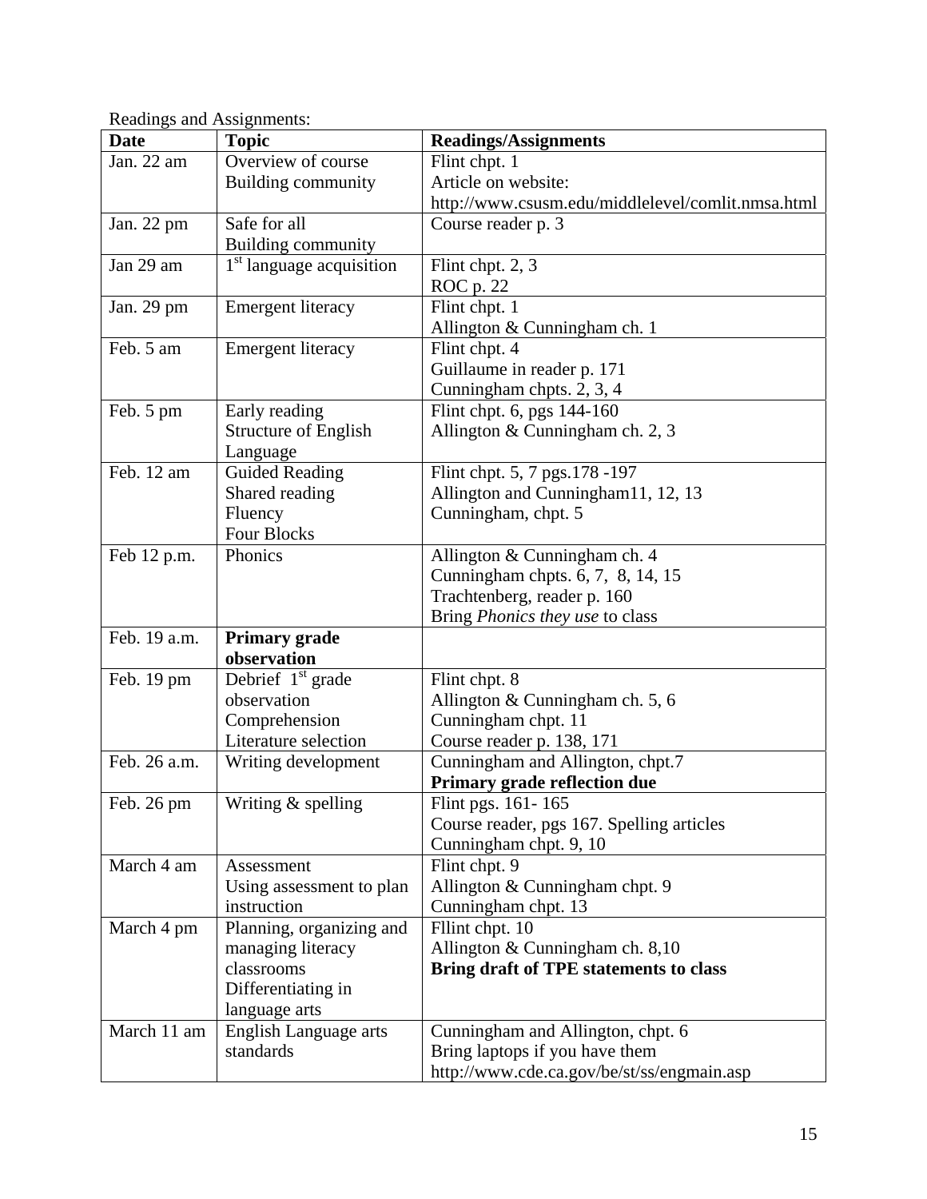Readings and Assignments:

| Date | Topic | Readings/Assignments |
|---|---|---|
| Jan. 22 am | Overview of course<br>Building community | Flint chpt. 1<br>Article on website:<br>http://www.csusm.edu/middlelevel/comlit.nmsa.html |
| Jan. 22 pm | Safe for all<br>Building community | Course reader p. 3 |
| Jan 29 am | 1st language acquisition | Flint chpt. 2, 3<br>ROC p. 22 |
| Jan. 29 pm | Emergent literacy | Flint chpt. 1<br>Allington & Cunningham ch. 1 |
| Feb. 5 am | Emergent literacy | Flint chpt. 4<br>Guillaume in reader p. 171<br>Cunningham chpts. 2, 3, 4 |
| Feb. 5 pm | Early reading<br>Structure of English Language | Flint chpt. 6, pgs 144-160<br>Allington & Cunningham ch. 2, 3 |
| Feb. 12 am | Guided Reading<br>Shared reading<br>Fluency<br>Four Blocks | Flint chpt. 5, 7 pgs.178 -197<br>Allington and Cunningham11, 12, 13<br>Cunningham, chpt. 5 |
| Feb 12 p.m. | Phonics | Allington & Cunningham ch. 4<br>Cunningham chpts. 6, 7, 8, 14, 15<br>Trachtenberg, reader p. 160<br>Bring *Phonics they use* to class |
| Feb. 19 a.m. | **Primary grade observation** | |
| Feb. 19 pm | Debrief 1st grade observation<br>Comprehension<br>Literature selection | Flint chpt. 8<br>Allington & Cunningham ch. 5, 6<br>Cunningham chpt. 11<br>Course reader p. 138, 171 |
| Feb. 26 a.m. | Writing development | Cunningham and Allington, chpt.7<br>**Primary grade reflection due** |
| Feb. 26 pm | Writing & spelling | Flint pgs. 161- 165<br>Course reader, pgs 167. Spelling articles<br>Cunningham chpt. 9, 10 |
| March 4 am | Assessment<br>Using assessment to plan instruction | Flint chpt. 9<br>Allington & Cunningham chpt. 9<br>Cunningham chpt. 13 |
| March 4 pm | Planning, organizing and managing literacy classrooms<br>Differentiating in language arts | Fllint chpt. 10<br>Allington & Cunningham ch. 8,10<br>**Bring draft of TPE statements to class** |
| March 11 am | English Language arts standards | Cunningham and Allington, chpt. 6<br>Bring laptops if you have them<br>http://www.cde.ca.gov/be/st/ss/engmain.asp |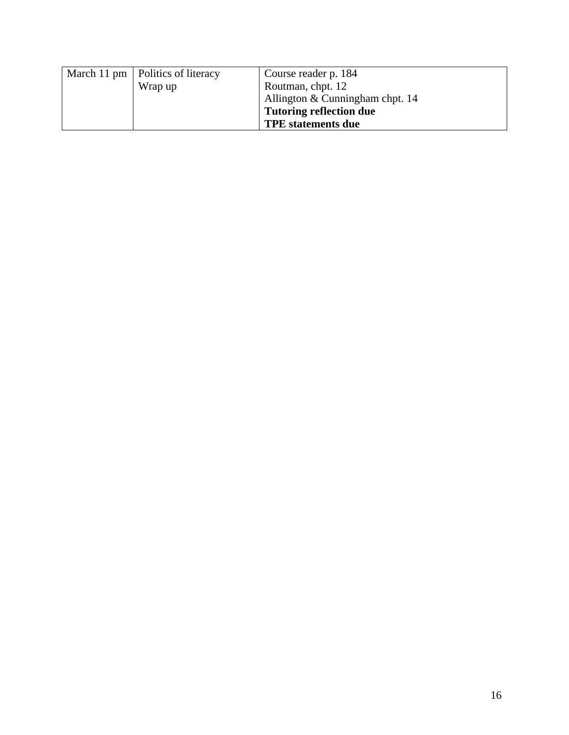| | | |
|---|---|---|
| March 11 pm | Politics of literacy<br>Wrap up | Course reader p. 184<br>Routman, chpt. 12<br>Allington & Cunningham chpt. 14<br>**Tutoring reflection due**<br>**TPE statements due** |